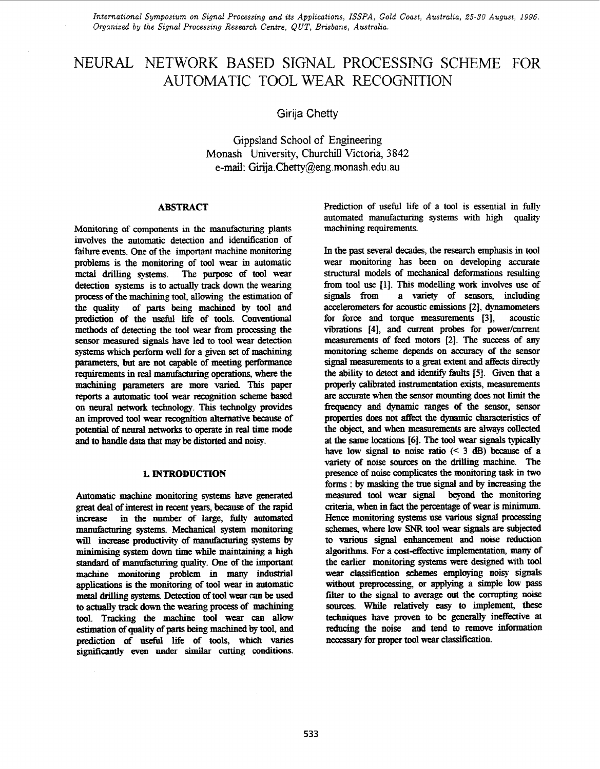# NEURAL NETWORK BASED SIGNAL PROCESSING SCHEME FOR AUTOMATIC TOOL WEAR RECOGNITION

Girija Chetty

Gippsland School of Engineering
Monash University, Churchill Victoria, 3842
e-mail: Girija.Chetty@eng.monash.edu.au

## ABSTRACT

Monitoring of components in the manufacturing plants involves the automatic detection and identification of failure events. One of the important machine monitoring problems is the monitoring of tool wear in automatic metal drilling systems. The purpose of tool wear detection systems is to actually track down the wearing process of the machining tool, allowing the estimation of the quality of parts being machined by tool and prediction of the useful life of tools. Conventional methods of detecting the tool wear from processing the sensor measured signals have led to tool wear detection systems which perform well for a given set of machining parameters, but are not capable of meeting performance requirements in real manufacturing operations, where the machining parameters are more varied. This paper reports a automatic tool wear recognition scheme based on neural network technology. This technolgy provides an improved tool wear recognition alternative because of potential of neural networks to operate in real time mode and to handle data that may be distorted and noisy.

## 1. INTRODUCTION

Automatic machine monitoring systems have generated great deal of interest in recent years, because of the rapid increase in the number of large, fully automated manufacturing systems. Mechanical system monitoring will increase productivity of manufacturing systems by minimising system down time while maintaining a high standard of manufacturing quality. One of the important machine monitoring problem in many industrial applications is the monitoring of tool wear in automatic metal drilling systems. Detection of tool wear can be used to actually track down the wearing process of machining tool. Tracking the machine tool wear can allow estimation of quality of parts being machined by tool, and prediction of useful life of tools, which varies significantly even under similar cutting conditions. Prediction of useful life of a tool is essential in fully automated manufacturing systems with high quality machining requirements.

In the past several decades, the research emphasis in tool wear monitoring has been on developing accurate structural models of mechanical deformations resulting from tool use [1]. This modelling work involves use of signals from a variety of sensors, including accelerometers for acoustic emissions [2], dynamometers for force and torque measurements [3], acoustic vibrations [4], and current probes for power/current measurements of feed motors [2]. The success of any monitoring scheme depends on accuracy of the sensor signal measurements to a great extent and affects directly the ability to detect and identify faults [5]. Given that a properly calibrated instrumentation exists, measurements are accurate when the sensor mounting does not limit the frequency and dynamic ranges of the sensor, sensor properties does not affect the dynamic characteristics of the object, and when measurements are always collected at the same locations [6]. The tool wear signals typically have low signal to noise ratio (< 3 dB) because of a variety of noise sources on the drilling machine. The presence of noise complicates the monitoring task in two forms : by masking the true signal and by increasing the measured tool wear signal beyond the monitoring criteria, when in fact the percentage of wear is minimum. Hence monitoring systems use various signal processing schemes, where low SNR tool wear signals are subjected to various signal enhancement and noise reduction algorithms. For a cost-effective implementation, many of the earlier monitoring systems were designed with tool wear classification schemes employing noisy signals without preprocessing, or applying a simple low pass filter to the signal to average out the corrupting noise sources. While relatively easy to implement, these techniques have proven to be generally ineffective at reducing the noise and tend to remove information necessary for proper tool wear classification.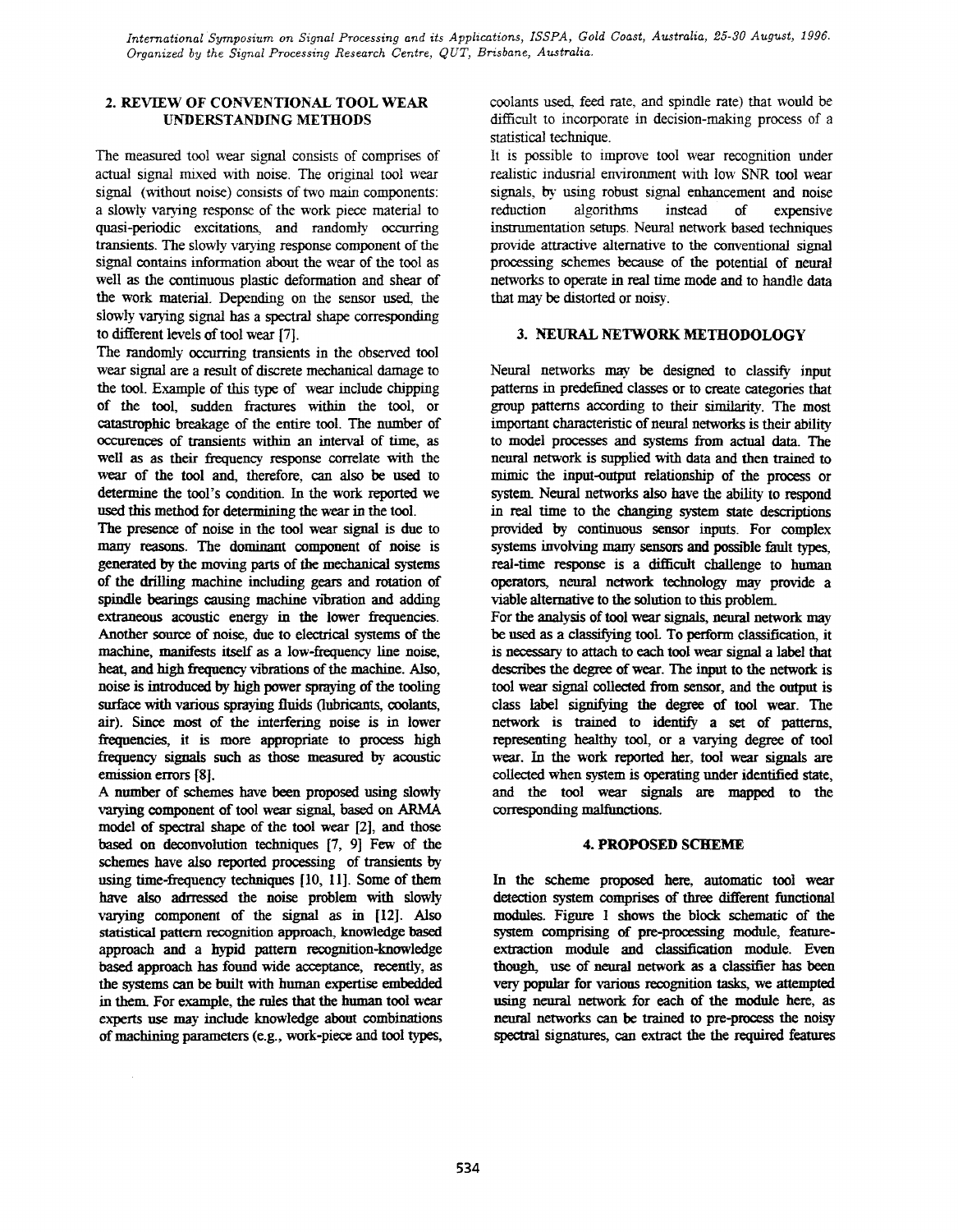## 2. REVIEW OF CONVENTIONAL TOOL WEAR UNDERSTANDING METHODS

The measured tool wear signal consists of comprises of actual signal mixed with noise. The original tool wear signal (without noise) consists of two main components: a slowly varying response of the work piece material to quasi-periodic excitations, and randomly occurring transients. The slowly varying response component of the signal contains information about the wear of the tool as well as the continuous plastic deformation and shear of the work material. Depending on the sensor used, the slowly varying signal has a spectral shape corresponding to different levels of tool wear [7].

The randomly occurring transients in the observed tool wear signal are a result of discrete mechanical damage to the tool. Example of this type of wear include chipping of the tool, sudden fractures within the tool, or catastrophic breakage of the entire tool. The number of occurences of transients within an interval of time, as well as as their frequency response correlate with the wear of the tool and, therefore, can also be used to determine the tool's condition. In the work reported we used this method for determining the wear in the tool.

The presence of noise in the tool wear signal is due to many reasons. The dominant component of noise is generated by the moving parts of the mechanical systems of the drilling machine including gears and rotation of spindle bearings causing machine vibration and adding extraneous acoustic energy in the lower frequencies. Another source of noise, due to electrical systems of the machine, manifests itself as a low-frequency line noise, heat, and high frequency vibrations of the machine. Also, noise is introduced by high power spraying of the tooling surface with various spraying fluids (lubricants, coolants, air). Since most of the interfering noise is in lower frequencies, it is more appropriate to process high frequency signals such as those measured by acoustic emission errors [8].

A number of schemes have been proposed using slowly varying component of tool wear signal, based on ARMA model of spectral shape of the tool wear [2], and those based on deconvolution techniques [7, 9] Few of the schemes have also reported processing of transients by using time-frequency techniques [10, 11]. Some of them have also adrressed the noise problem with slowly varying component of the signal as in [12]. Also statistical pattern recognition approach, knowledge based approach and a hypid pattern recognition-knowledge based approach has found wide acceptance, recently, as the systems can be built with human expertise embedded in them. For example, the rules that the human tool wear experts use may include knowledge about combinations of machining parameters (e.g., work-piece and tool types, coolants used, feed rate, and spindle rate) that would be difficult to incorporate in decision-making process of a statistical technique.

It is possible to improve tool wear recognition under realistic indusrial environment with low SNR tool wear signals, by using robust signal enhancement and noise reduction algorithms instead of expensive instrumentation setups. Neural network based techniques provide attractive alternative to the conventional signal processing schemes because of the potential of neural networks to operate in real time mode and to handle data that may be distorted or noisy.

## 3. NEURAL NETWORK METHODOLOGY

Neural networks may be designed to classify input patterns in predefined classes or to create categories that group patterns according to their similarity. The most important characteristic of neural networks is their ability to model processes and systems from actual data. The neural network is supplied with data and then trained to mimic the input-output relationship of the process or system. Neural networks also have the ability to respond in real time to the changing system state descriptions provided by continuous sensor inputs. For complex systems involving many sensors and possible fault types, real-time response is a difficult challenge to human operators, neural network technology may provide a viable alternative to the solution to this problem.

For the analysis of tool wear signals, neural network may be used as a classifying tool. To perform classification, it is necessary to attach to each tool wear signal a label that describes the degree of wear. The input to the network is tool wear signal collected from sensor, and the output is class label signifying the degree of tool wear. The network is trained to identify a set of patterns, representing healthy tool, or a varying degree of tool wear. In the work reported her, tool wear signals are collected when system is operating under identified state, and the tool wear signals are mapped to the corresponding malfunctions.

## 4. PROPOSED SCHEME

In the scheme proposed here, automatic tool wear detection system comprises of three different functional modules. Figure 1 shows the block schematic of the system comprising of pre-processing module, feature-extraction module and classification module. Even though, use of neural network as a classifier has been very popular for various recognition tasks, we attempted using neural network for each of the module here, as neural networks can be trained to pre-process the noisy spectral signatures, can extract the the required features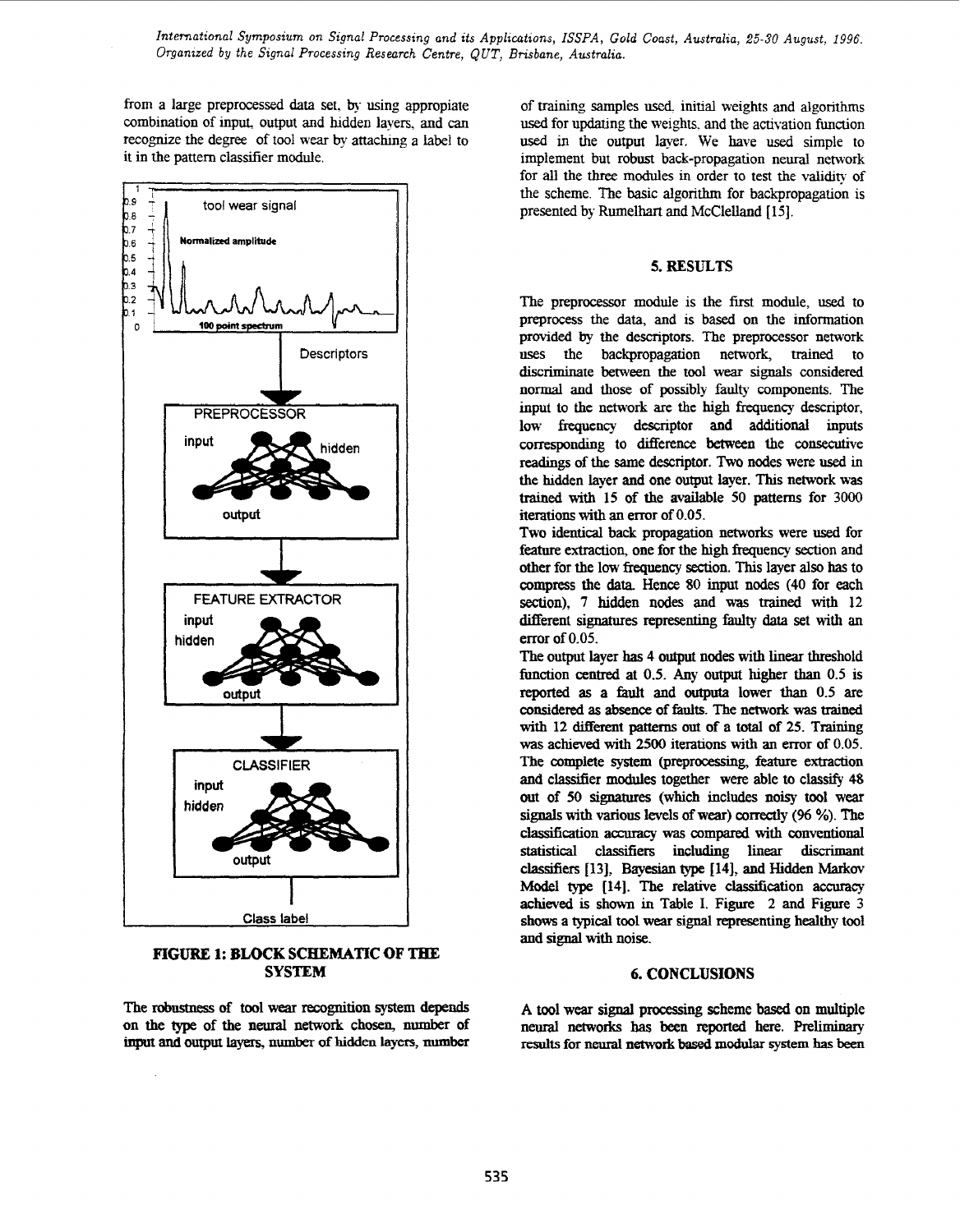from a large preprocessed data set, by using appropiate combination of input, output and hidden layers, and can recognize the degree of tool wear by attaching a label to it in the pattern classifier module.

FIGURE 1: BLOCK SCHEMATIC OF THE SYSTEM

The robustness of tool wear recognition system depends on the type of the neural network chosen, number of input and output layers, number of hidden layers, number of training samples used, initial weights and algorithms used for updating the weights, and the activation function used in the output layer. We have used simple to implement but robust back-propagation neural network for all the three modules in order to test the validity of the scheme. The basic algorithm for backpropagation is presented by Rumelhart and McClelland [15].

## 5. RESULTS

The preprocessor module is the first module, used to preprocess the data, and is based on the information provided by the descriptors. The preprocessor network uses the backpropagation network, trained to discriminate between the tool wear signals considered normal and those of possibly faulty components. The input to the network are the high frequency descriptor, low frequency descriptor and additional inputs corresponding to difference between the consecutive readings of the same descriptor. Two nodes were used in the hidden layer and one output layer. This network was trained with 15 of the available 50 patterns for 3000 iterations with an error of 0.05.

Two identical back propagation networks were used for feature extraction, one for the high frequency section and other for the low frequency section. This layer also has to compress the data. Hence 80 input nodes (40 for each section), 7 hidden nodes and was trained with 12 different signatures representing faulty data set with an error of 0.05.

The output layer has 4 output nodes with linear threshold function centred at 0.5. Any output higher than 0.5 is reported as a fault and outputa lower than 0.5 are considered as absence of faults. The network was trained with 12 different patterns out of a total of 25. Training was achieved with 2500 iterations with an error of 0.05. The complete system (preprocessing, feature extraction and classifier modules together were able to classify 48 out of 50 signatures (which includes noisy tool wear signals with various levels of wear) correctly (96 %). The classification accuracy was compared with conventional statistical classifiers including linear discrimant classifiers [13], Bayesian type [14], and Hidden Markov Model type [14]. The relative classification accuracy achieved is shown in Table I. Figure 2 and Figure 3 shows a typical tool wear signal representing healthy tool and signal with noise.

## 6. CONCLUSIONS

A tool wear signal processing scheme based on multiple neural networks has been reported here. Preliminary results for neural network based modular system has been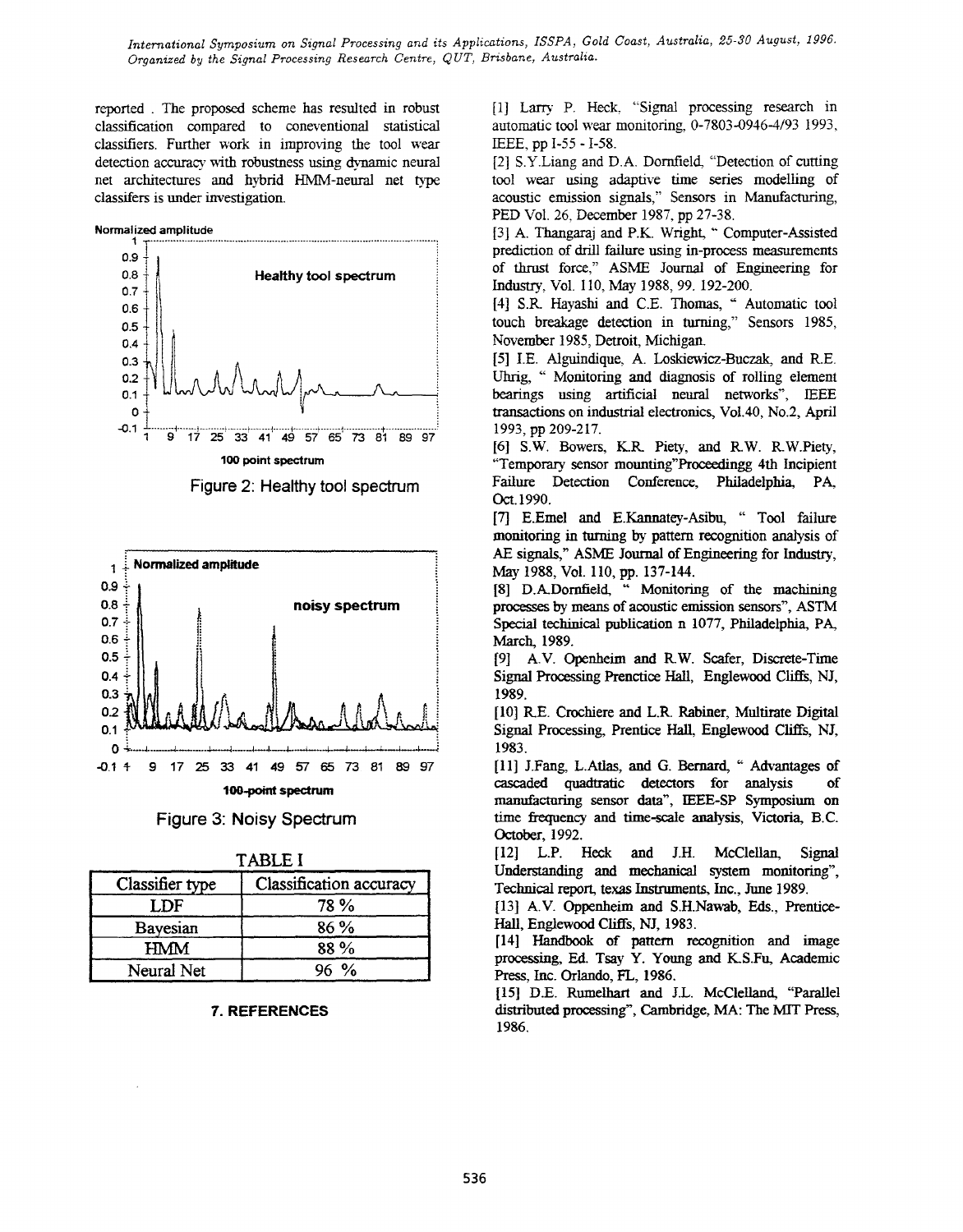reported . The proposed scheme has resulted in robust classification compared to coneventional statistical classifiers. Further work in improving the tool wear detection accuracy with robustness using dynamic neural net architectures and hybrid HMM-neural net type classifers is under investigation.

Normalized amplitude

1
0.9
0.8
0.7
0.6
0.5
0.4
0.3
0.2
0.1
0
-0.1

Healthy tool spectrum

1 9 17 25 33 41 49 57 65 73 81 89 97

100 point spectrum

Figure 2: Healthy tool spectrum

Normalized amplitude

1
0.9
0.8
0.7
0.6
0.5
0.4
0.3
0.2
0.1
0
-0.1

noisy spectrum

1 9 17 25 33 41 49 57 65 73 81 89 97

100-point spectrum

Figure 3: Noisy Spectrum

TABLE I

| Classifier type | Classification accuracy |
|---|---|
| LDF | 78 % |
| Bayesian | 86 % |
| HMM | 88 % |
| Neural Net | 96 % |

## 7. REFERENCES

[1] Larry P. Heck, "Signal processing research in automatic tool wear monitoring, 0-7803-0946-4/93 1993, IEEE, pp I-55 - I-58.

[2] S.Y.Liang and D.A. Dornfield, "Detection of cutting tool wear using adaptive time series modelling of acoustic emission signals," Sensors in Manufacturing, PED Vol. 26, December 1987, pp 27-38.

[3] A. Thangaraj and P.K. Wright, " Computer-Assisted prediction of drill failure using in-process measurements of thrust force," ASME Journal of Engineering for Industry, Vol. 110, May 1988, 99. 192-200.

[4] S.R. Hayashi and C.E. Thomas, " Automatic tool touch breakage detection in turning," Sensors 1985, November 1985, Detroit, Michigan.

[5] I.E. Alguindique, A. Loskiewicz-Buczak, and R.E. Uhrig, " Monitoring and diagnosis of rolling element bearings using artificial neural networks", IEEE transactions on industrial electronics, Vol.40, No.2, April 1993, pp 209-217.

[6] S.W. Bowers, K.R. Piety, and R.W. R.W.Piety, "Temporary sensor mounting"Proceedingg 4th Incipient Failure Detection Conference, Philadelphia, PA, Oct.1990.

[7] E.Emel and E.Kannatey-Asibu, " Tool failure monitoring in turning by pattern recognition analysis of AE signals," ASME Journal of Engineering for Industry, May 1988, Vol. 110, pp. 137-144.

[8] D.A.Dornfield, " Monitoring of the machining processes by means of acoustic emission sensors", ASTM Special techinical publication n 1077, Philadelphia, PA, March, 1989.

[9] A.V. Openheim and R.W. Scafer, Discrete-Time Signal Processing Prenctice Hall, Englewood Cliffs, NJ, 1989.

[10] R.E. Crochiere and L.R. Rabiner, Multirate Digital Signal Processing, Prentice Hall, Englewood Cliffs, NJ, 1983.

[11] J.Fang, L.Atlas, and G. Bernard, " Advantages of cascaded quadtratic detectors for analysis of manufacturing sensor data", IEEE-SP Symposium on time frequency and time-scale analysis, Victoria, B.C. October, 1992.

[12] L.P. Heck and J.H. McClellan, Signal Understanding and mechanical system monitoring", Technical report, texas Instruments, Inc., June 1989.

[13] A.V. Oppenheim and S.H.Nawab, Eds., Prentice-Hall, Englewood Cliffs, NJ, 1983.

[14] Handbook of pattern recognition and image processing, Ed. Tsay Y. Young and K.S.Fu, Academic Press, Inc. Orlando, FL, 1986.

[15] D.E. Rumelhart and J.L. McClelland, "Parallel distributed processing", Cambridge, MA: The MIT Press, 1986.